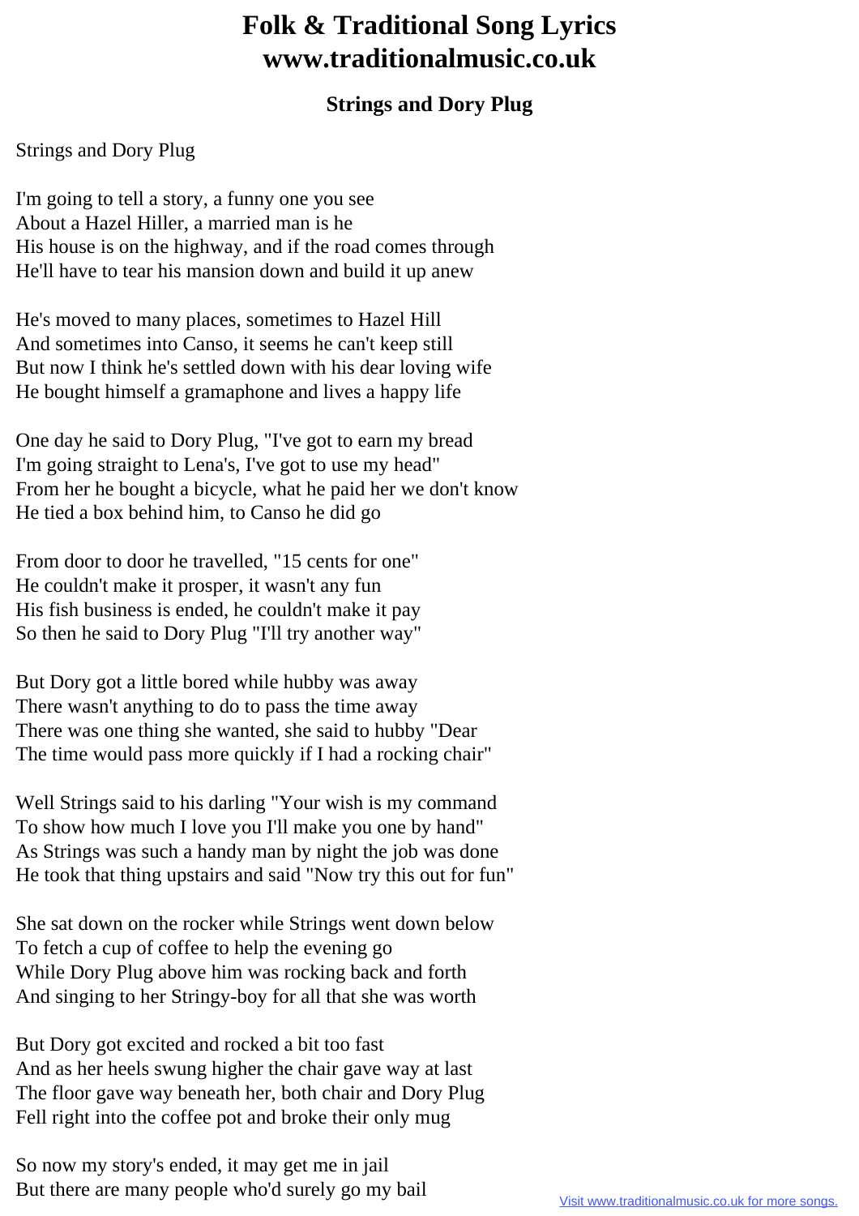# Folk & Traditional Song Lyrics
# www.traditionalmusic.co.uk

## Strings and Dory Plug

Strings and Dory Plug

I'm going to tell a story, a funny one you see
About a Hazel Hiller, a married man is he
His house is on the highway, and if the road comes through
He'll have to tear his mansion down and build it up anew

He's moved to many places, sometimes to Hazel Hill
And sometimes into Canso, it seems he can't keep still
But now I think he's settled down with his dear loving wife
He bought himself a gramaphone and lives a happy life

One day he said to Dory Plug, "I've got to earn my bread
I'm going straight to Lena's, I've got to use my head"
From her he bought a bicycle, what he paid her we don't know
He tied a box behind him, to Canso he did go

From door to door he travelled, "15 cents for one"
He couldn't make it prosper, it wasn't any fun
His fish business is ended, he couldn't make it pay
So then he said to Dory Plug "I'll try another way"

But Dory got a little bored while hubby was away
There wasn't anything to do to pass the time away
There was one thing she wanted, she said to hubby "Dear
The time would pass more quickly if I had a rocking chair"

Well Strings said to his darling "Your wish is my command
To show how much I love you I'll make you one by hand"
As Strings was such a handy man by night the job was done
He took that thing upstairs and said "Now try this out for fun"

She sat down on the rocker while Strings went down below
To fetch a cup of coffee to help the evening go
While Dory Plug above him was rocking back and forth
And singing to her Stringy-boy for all that she was worth

But Dory got excited and rocked a bit too fast
And as her heels swung higher the chair gave way at last
The floor gave way beneath her, both chair and Dory Plug
Fell right into the coffee pot and broke their only mug

So now my story's ended, it may get me in jail
But there are many people who'd surely go my bail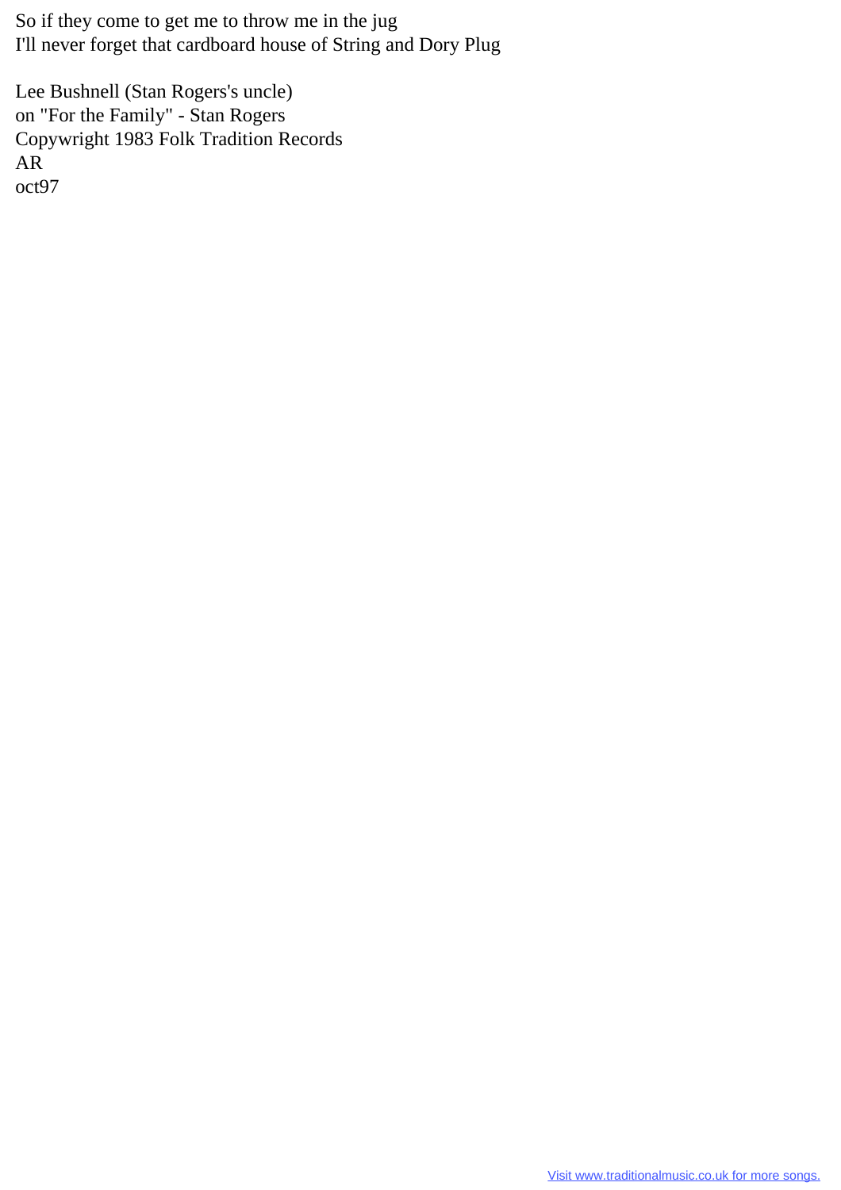So if they come to get me to throw me in the jug
I'll never forget that cardboard house of String and Dory Plug

Lee Bushnell (Stan Rogers's uncle)
on "For the Family" - Stan Rogers
Copywright 1983 Folk Tradition Records
AR
oct97